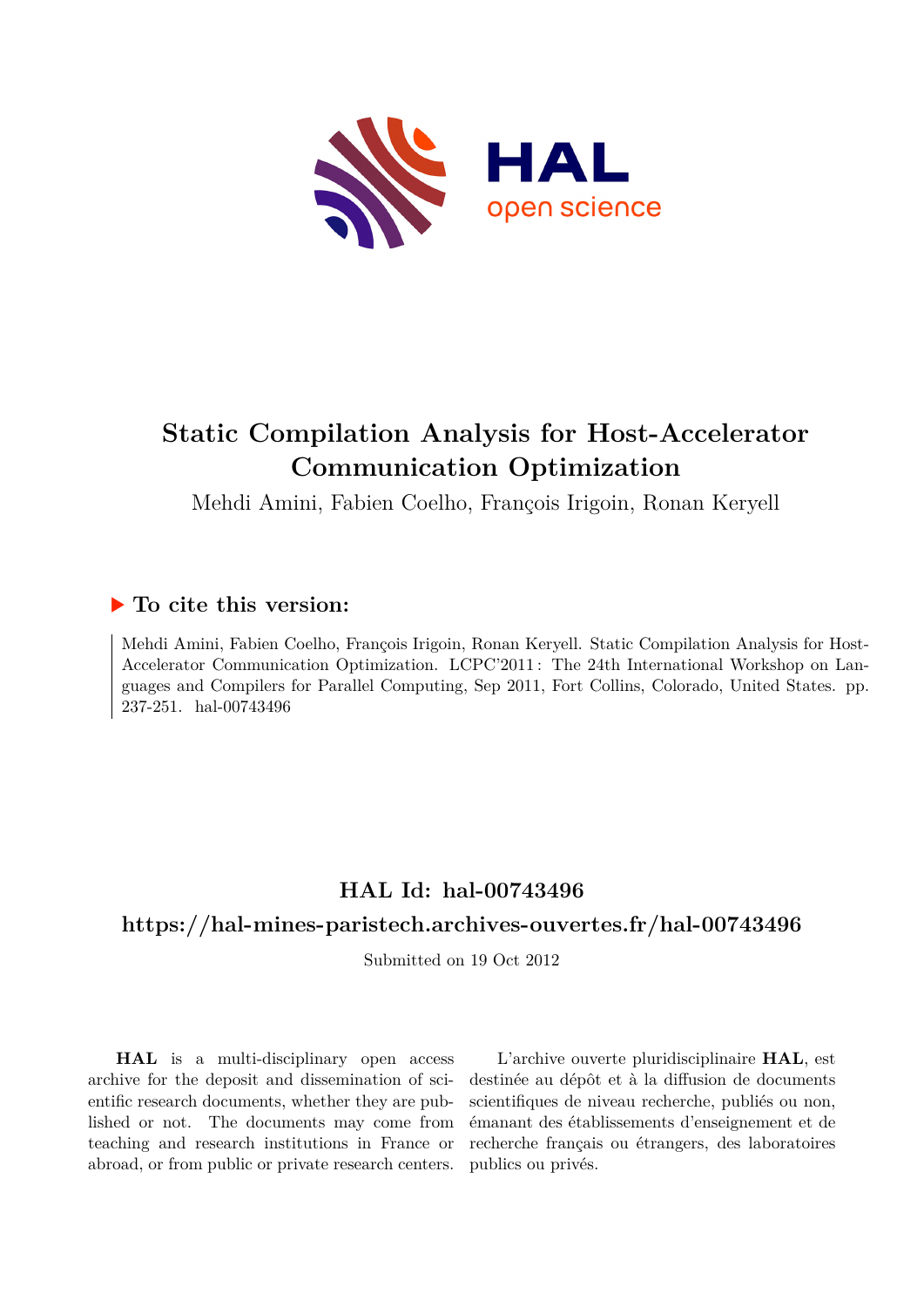# Static Compilation Analysis for Host-Accelerator Communication Optimization

Mehdi Amini, Fabien Coelho, François Irigoin, Ronan Keryell

## ▶ To cite this version:

Mehdi Amini, Fabien Coelho, François Irigoin, Ronan Keryell. Static Compilation Analysis for Host-Accelerator Communication Optimization. LCPC'2011 : The 24th International Workshop on Languages and Compilers for Parallel Computing, Sep 2011, Fort Collins, Colorado, United States. pp. 237-251. hal-00743496

## HAL Id: hal-00743496

## https://hal-mines-paristech.archives-ouvertes.fr/hal-00743496

Submitted on 19 Oct 2012

**HAL** is a multi-disciplinary open access archive for the deposit and dissemination of scientific research documents, whether they are published or not. The documents may come from teaching and research institutions in France or abroad, or from public or private research centers.

L'archive ouverte pluridisciplinaire **HAL**, est destinée au dépôt et à la diffusion de documents scientifiques de niveau recherche, publiés ou non, émanant des établissements d'enseignement et de recherche français ou étrangers, des laboratoires publics ou privés.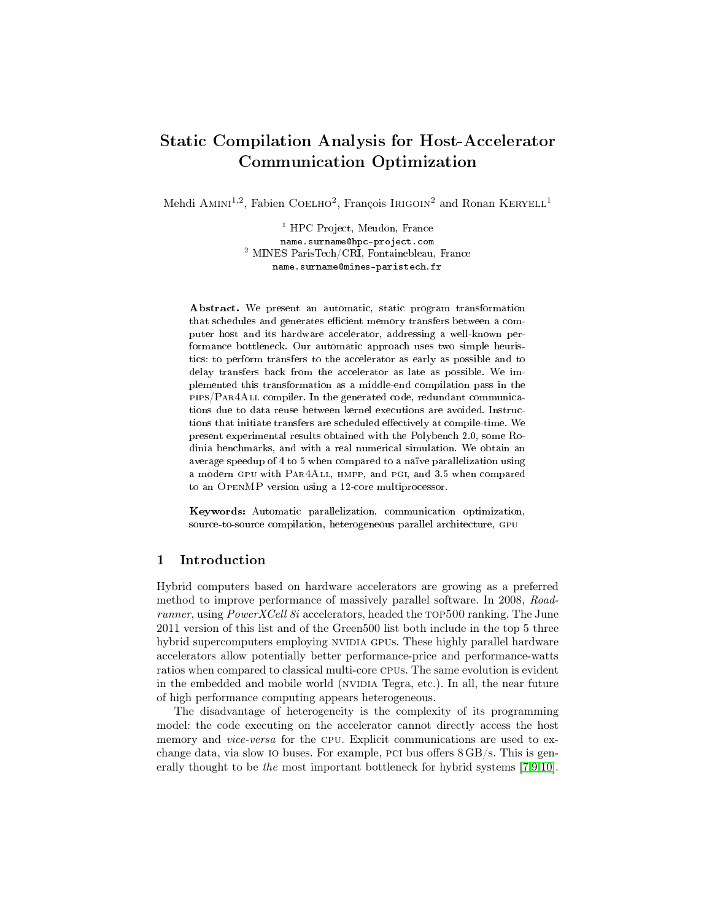# Static Compilation Analysis for Host-Accelerator Communication Optimization

Mehdi Amini[1,2], Fabien Coelho[2], François Irigoin[2] and Ronan Keryell[1]

[1] HPC Project, Meudon, France
name.surname@hpc-project.com
[2] MINES ParisTech/CRI, Fontainebleau, France
name.surname@mines-paristech.fr

**Abstract.** We present an automatic, static program transformation that schedules and generates efficient memory transfers between a computer host and its hardware accelerator, addressing a well-known performance bottleneck. Our automatic approach uses two simple heuristics: to perform transfers to the accelerator as early as possible and to delay transfers back from the accelerator as late as possible. We implemented this transformation as a middle-end compilation pass in the pips/Par4All compiler. In the generated code, redundant communications due to data reuse between kernel executions are avoided. Instructions that initiate transfers are scheduled effectively at compile-time. We present experimental results obtained with the Polybench 2.0, some Rodinia benchmarks, and with a real numerical simulation. We obtain an average speedup of 4 to 5 when compared to a naïve parallelization using a modern gpu with Par4All, hmpp, and pgi, and 3.5 when compared to an OpenMP version using a 12-core multiprocessor.

**Keywords:** Automatic parallelization, communication optimization, source-to-source compilation, heterogeneous parallel architecture, gpu

## 1 Introduction

Hybrid computers based on hardware accelerators are growing as a preferred method to improve performance of massively parallel software. In 2008, *Roadrunner*, using *PowerXCell 8i* accelerators, headed the top500 ranking. The June 2011 version of this list and of the Green500 list both include in the top 5 three hybrid supercomputers employing nvidia gpus. These highly parallel hardware accelerators allow potentially better performance-price and performance-watts ratios when compared to classical multi-core cpus. The same evolution is evident in the embedded and mobile world (nvidia Tegra, etc.). In all, the near future of high performance computing appears heterogeneous.

The disadvantage of heterogeneity is the complexity of its programming model: the code executing on the accelerator cannot directly access the host memory and *vice-versa* for the cpu. Explicit communications are used to exchange data, via slow io buses. For example, pci bus offers 8 GB/s. This is generally thought to be *the* most important bottleneck for hybrid systems [7,9,10].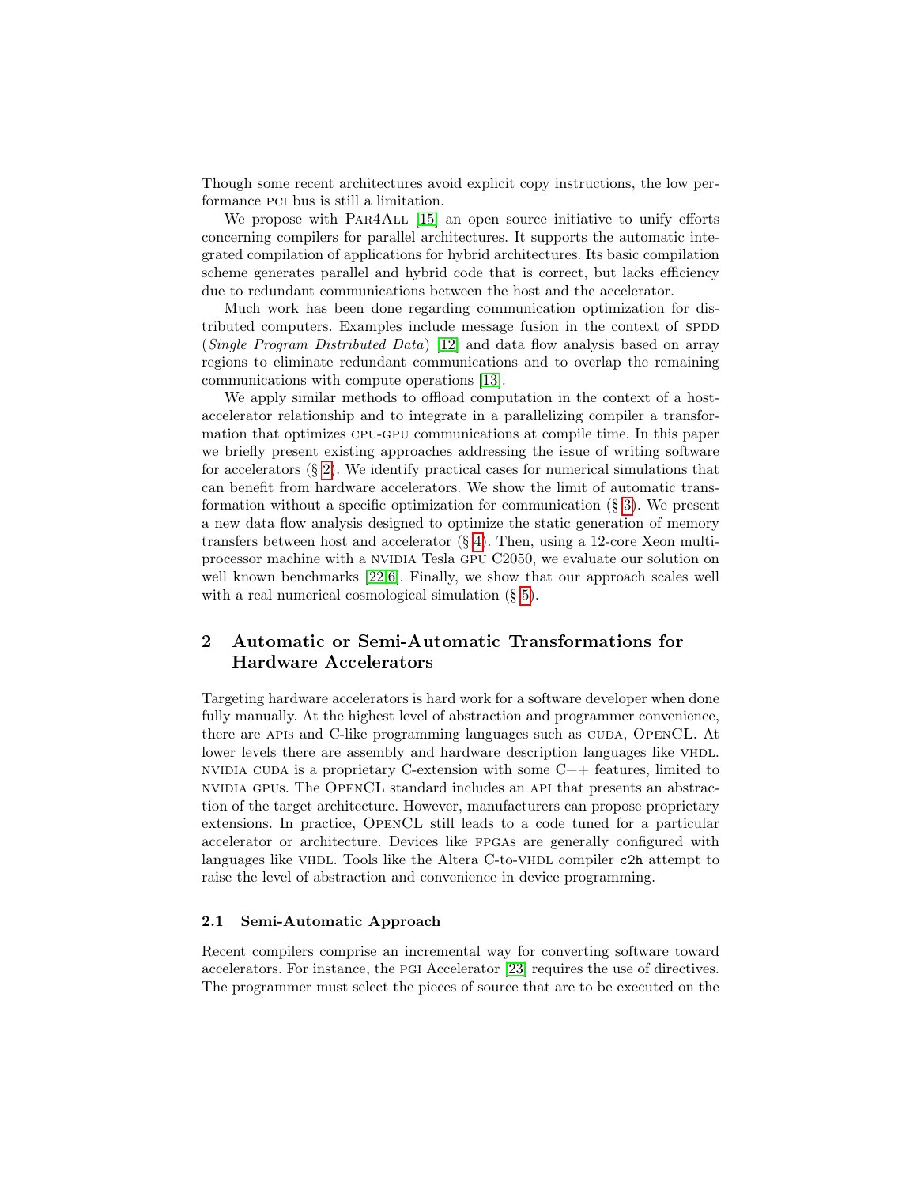Though some recent architectures avoid explicit copy instructions, the low performance PCI bus is still a limitation.

We propose with PAR4ALL [15] an open source initiative to unify efforts concerning compilers for parallel architectures. It supports the automatic integrated compilation of applications for hybrid architectures. Its basic compilation scheme generates parallel and hybrid code that is correct, but lacks efficiency due to redundant communications between the host and the accelerator.

Much work has been done regarding communication optimization for distributed computers. Examples include message fusion in the context of SPDD (*Single Program Distributed Data*) [12] and data flow analysis based on array regions to eliminate redundant communications and to overlap the remaining communications with compute operations [13].

We apply similar methods to offload computation in the context of a host-accelerator relationship and to integrate in a parallelizing compiler a transformation that optimizes CPU-GPU communications at compile time. In this paper we briefly present existing approaches addressing the issue of writing software for accelerators (§ 2). We identify practical cases for numerical simulations that can benefit from hardware accelerators. We show the limit of automatic transformation without a specific optimization for communication (§ 3). We present a new data flow analysis designed to optimize the static generation of memory transfers between host and accelerator (§ 4). Then, using a 12-core Xeon multiprocessor machine with a NVIDIA Tesla GPU C2050, we evaluate our solution on well known benchmarks [22,6]. Finally, we show that our approach scales well with a real numerical cosmological simulation (§ 5).

## 2 Automatic or Semi-Automatic Transformations for Hardware Accelerators

Targeting hardware accelerators is hard work for a software developer when done fully manually. At the highest level of abstraction and programmer convenience, there are APIs and C-like programming languages such as CUDA, OPENCL. At lower levels there are assembly and hardware description languages like VHDL. NVIDIA CUDA is a proprietary C-extension with some C++ features, limited to NVIDIA GPUs. The OPENCL standard includes an API that presents an abstraction of the target architecture. However, manufacturers can propose proprietary extensions. In practice, OPENCL still leads to a code tuned for a particular accelerator or architecture. Devices like FPGAs are generally configured with languages like VHDL. Tools like the Altera C-to-VHDL compiler `c2h` attempt to raise the level of abstraction and convenience in device programming.

### 2.1 Semi-Automatic Approach

Recent compilers comprise an incremental way for converting software toward accelerators. For instance, the PGI Accelerator [23] requires the use of directives. The programmer must select the pieces of source that are to be executed on the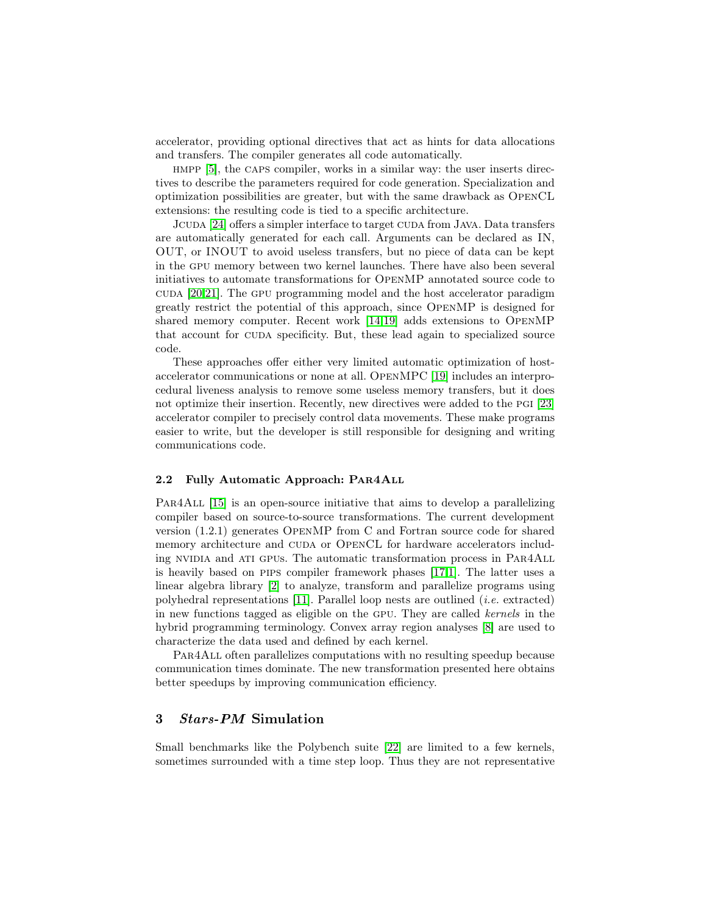accelerator, providing optional directives that act as hints for data allocations and transfers. The compiler generates all code automatically.

HMPP [5], the CAPS compiler, works in a similar way: the user inserts directives to describe the parameters required for code generation. Specialization and optimization possibilities are greater, but with the same drawback as OpenCL extensions: the resulting code is tied to a specific architecture.

Jcuda [24] offers a simpler interface to target CUDA from Java. Data transfers are automatically generated for each call. Arguments can be declared as IN, OUT, or INOUT to avoid useless transfers, but no piece of data can be kept in the GPU memory between two kernel launches. There have also been several initiatives to automate transformations for OpenMP annotated source code to CUDA [20,21]. The GPU programming model and the host accelerator paradigm greatly restrict the potential of this approach, since OpenMP is designed for shared memory computer. Recent work [14,19] adds extensions to OpenMP that account for CUDA specificity. But, these lead again to specialized source code.

These approaches offer either very limited automatic optimization of host-accelerator communications or none at all. OpenMPC [19] includes an interprocedural liveness analysis to remove some useless memory transfers, but it does not optimize their insertion. Recently, new directives were added to the PGI [23] accelerator compiler to precisely control data movements. These make programs easier to write, but the developer is still responsible for designing and writing communications code.

### 2.2 Fully Automatic Approach: Par4All

Par4All [15] is an open-source initiative that aims to develop a parallelizing compiler based on source-to-source transformations. The current development version (1.2.1) generates OpenMP from C and Fortran source code for shared memory architecture and CUDA or OpenCL for hardware accelerators including NVIDIA and ATI GPUs. The automatic transformation process in Par4All is heavily based on PIPS compiler framework phases [17,1]. The latter uses a linear algebra library [2] to analyze, transform and parallelize programs using polyhedral representations [11]. Parallel loop nests are outlined (*i.e.* extracted) in new functions tagged as eligible on the GPU. They are called *kernels* in the hybrid programming terminology. Convex array region analyses [8] are used to characterize the data used and defined by each kernel.

Par4All often parallelizes computations with no resulting speedup because communication times dominate. The new transformation presented here obtains better speedups by improving communication efficiency.

## 3 *Stars-PM* Simulation

Small benchmarks like the Polybench suite [22] are limited to a few kernels, sometimes surrounded with a time step loop. Thus they are not representative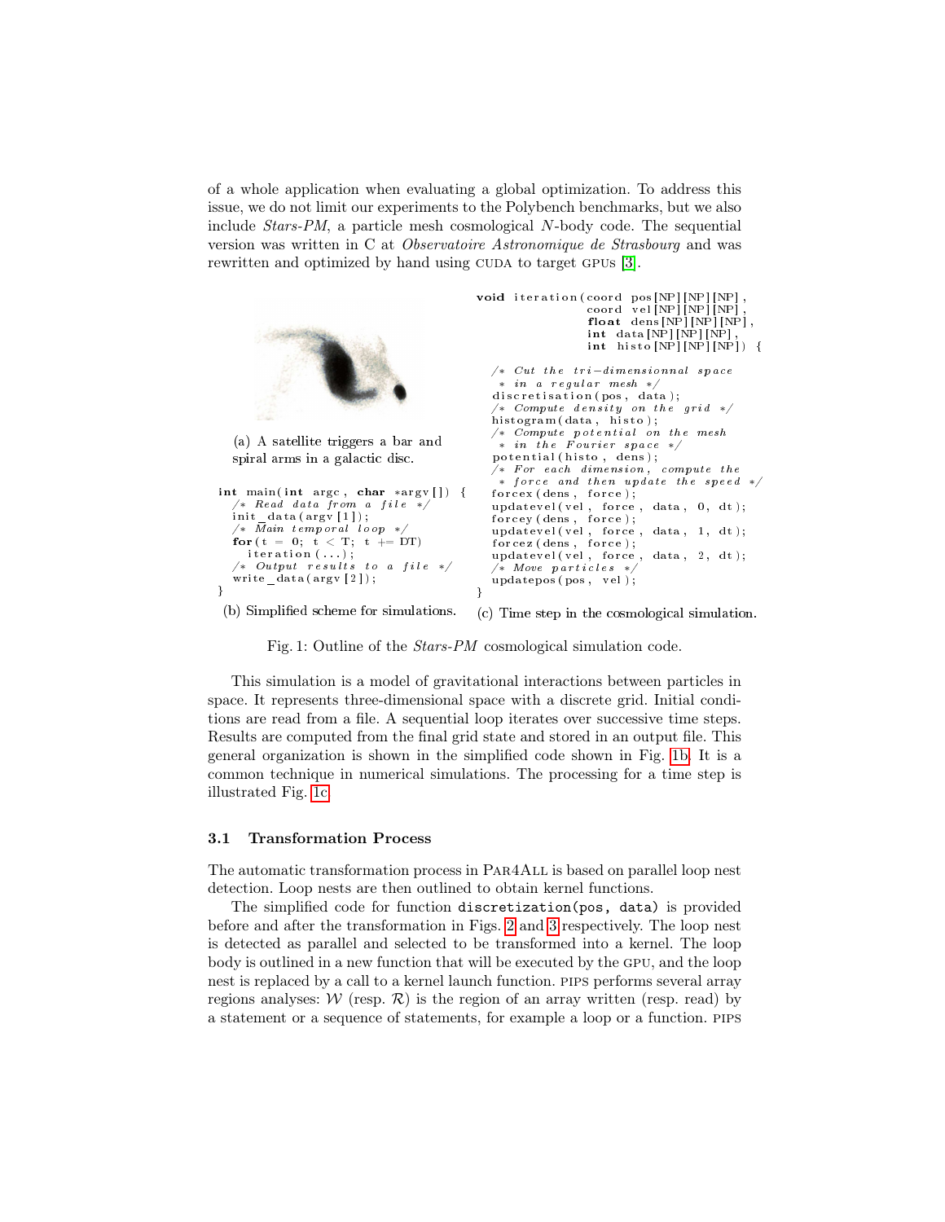of a whole application when evaluating a global optimization. To address this issue, we do not limit our experiments to the Polybench benchmarks, but we also include *Stars-PM*, a particle mesh cosmological *N*-body code. The sequential version was written in C at *Observatoire Astronomique de Strasbourg* and was rewritten and optimized by hand using CUDA to target GPUs [3].

(a) A satellite triggers a bar and spiral arms in a galactic disc.

```
int main(int argc, char *argv[]) {
  /* Read data from a file */
  init_data(argv[1]);
  /* Main temporal loop */
  for(t = 0; t < T; t += DT)
    iteration(...);
  /* Output results to a file */
  write_data(argv[2]);
}
```

(b) Simplified scheme for simulations.

```
void iteration(coord pos[NP][NP][NP],
               coord vel[NP][NP][NP],
               float dens[NP][NP][NP],
               int data[NP][NP][NP],
               int histo[NP][NP][NP]) {

  /* Cut the tri-dimensionnal space
   * in a regular mesh */
  discretisation(pos, data);
  /* Compute density on the grid */
  histogram(data, histo);
  /* Compute potential on the mesh
   * in the Fourier space */
  potential(histo, dens);
  /* For each dimension, compute the
   * force and then update the speed */
  forcex(dens, force);
  updatevel(vel, force, data, 0, dt);
  forcey(dens, force);
  updatevel(vel, force, data, 1, dt);
  forcez(dens, force);
  updatevel(vel, force, data, 2, dt);
  /* Move particles */
  updatepos(pos, vel);
}
```

(c) Time step in the cosmological simulation.

Fig. 1: Outline of the *Stars-PM* cosmological simulation code.

This simulation is a model of gravitational interactions between particles in space. It represents three-dimensional space with a discrete grid. Initial conditions are read from a file. A sequential loop iterates over successive time steps. Results are computed from the final grid state and stored in an output file. This general organization is shown in the simplified code shown in Fig. 1b. It is a common technique in numerical simulations. The processing for a time step is illustrated Fig. 1c.

### 3.1 Transformation Process

The automatic transformation process in PAR4ALL is based on parallel loop nest detection. Loop nests are then outlined to obtain kernel functions.

The simplified code for function `discretization(pos, data)` is provided before and after the transformation in Figs. 2 and 3 respectively. The loop nest is detected as parallel and selected to be transformed into a kernel. The loop body is outlined in a new function that will be executed by the GPU, and the loop nest is replaced by a call to a kernel launch function. PIPS performs several array regions analyses: $\mathcal{W}$ (resp. $\mathcal{R}$) is the region of an array written (resp. read) by a statement or a sequence of statements, for example a loop or a function. PIPS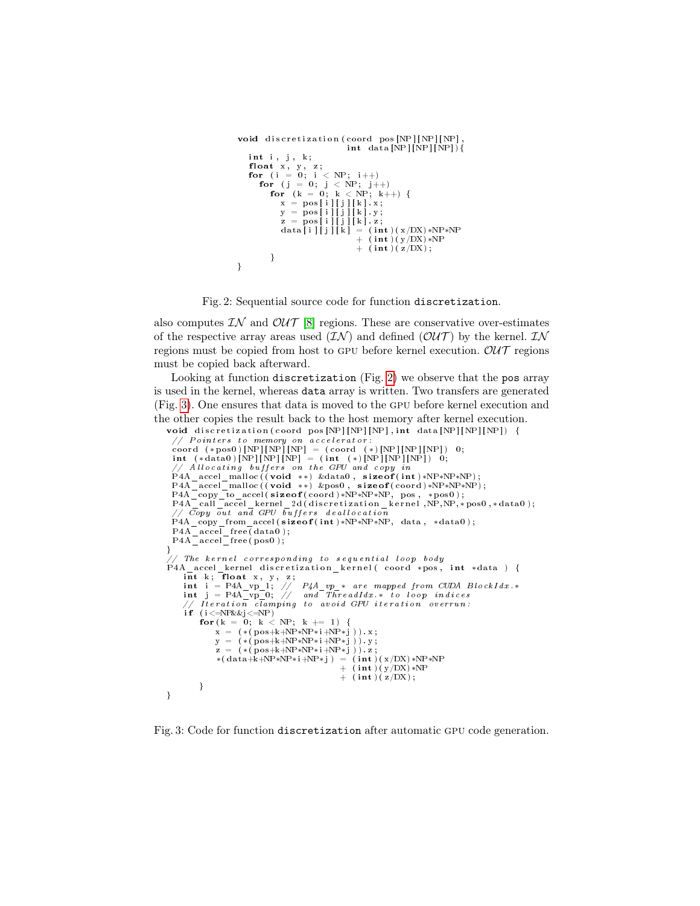```c
void discretization(coord pos[NP][NP][NP],
                    int data[NP][NP][NP]){
  int i, j, k;
  float x, y, z;
  for (i = 0; i < NP; i++)
    for (j = 0; j < NP; j++)
      for (k = 0; k < NP; k++) {
        x = pos[i][j][k].x;
        y = pos[i][j][k].y;
        z = pos[i][j][k].z;
        data[i][j][k] = (int)(x/DX)*NP*NP
                      + (int)(y/DX)*NP
                      + (int)(z/DX);
      }
}
```

Fig. 2: Sequential source code for function `discretization`.

also computes $\mathcal{IN}$ and $\mathcal{OUT}$ [8] regions. These are conservative over-estimates of the respective array areas used ($\mathcal{IN}$) and defined ($\mathcal{OUT}$) by the kernel. $\mathcal{IN}$ regions must be copied from host to GPU before kernel execution. $\mathcal{OUT}$ regions must be copied back afterward.

Looking at function `discretization` (Fig. 2) we observe that the `pos` array is used in the kernel, whereas `data` array is written. Two transfers are generated (Fig. 3). One ensures that data is moved to the GPU before kernel execution and the other copies the result back to the host memory after kernel execution.

```c
void discretization(coord pos[NP][NP][NP],int data[NP][NP][NP]) {
 // Pointers to memory on accelerator:
 coord (*pos0)[NP][NP][NP] = (coord (*)[NP][NP][NP]) 0;
 int (*data0)[NP][NP][NP] = (int (*)[NP][NP][NP]) 0;
 // Allocating buffers on the GPU and copy in
 P4A_accel_malloc((void **) &data0, sizeof(int)*NP*NP*NP);
 P4A_accel_malloc((void **) &pos0, sizeof(coord)*NP*NP*NP);
 P4A_copy_to_accel(sizeof(coord)*NP*NP*NP, pos, *pos0);
 P4A_call_accel_kernel_2d(discretization_kernel,NP,NP,*pos0,*data0);
 // Copy out and GPU buffers deallocation
 P4A_copy_from_accel(sizeof(int)*NP*NP*NP, data, *data0);
 P4A_accel_free(data0);
 P4A_accel_free(pos0);
}
// The kernel corresponding to sequential loop body
P4A_accel_kernel discretization_kernel( coord *pos, int *data ) {
   int k; float x, y, z;
   int i = P4A_vp_1; //  P4A_vp_* are mapped from CUDA BlockIdx.*
   int j = P4A_vp_0; //  and ThreadIdx.* to loop indices
   // Iteration clamping to avoid GPU iteration overrun:
   if (i<=NP&&j<=NP)
      for(k = 0; k < NP; k += 1) {
         x = (*(pos+k+NP*NP*i+NP*j)).x;
         y = (*(pos+k+NP*NP*i+NP*j)).y;
         z = (*(pos+k+NP*NP*i+NP*j)).z;
         *(data+k+NP*NP*i+NP*j) = (int)(x/DX)*NP*NP
                                + (int)(y/DX)*NP
                                + (int)(z/DX);
      }
}
```

Fig. 3: Code for function `discretization` after automatic GPU code generation.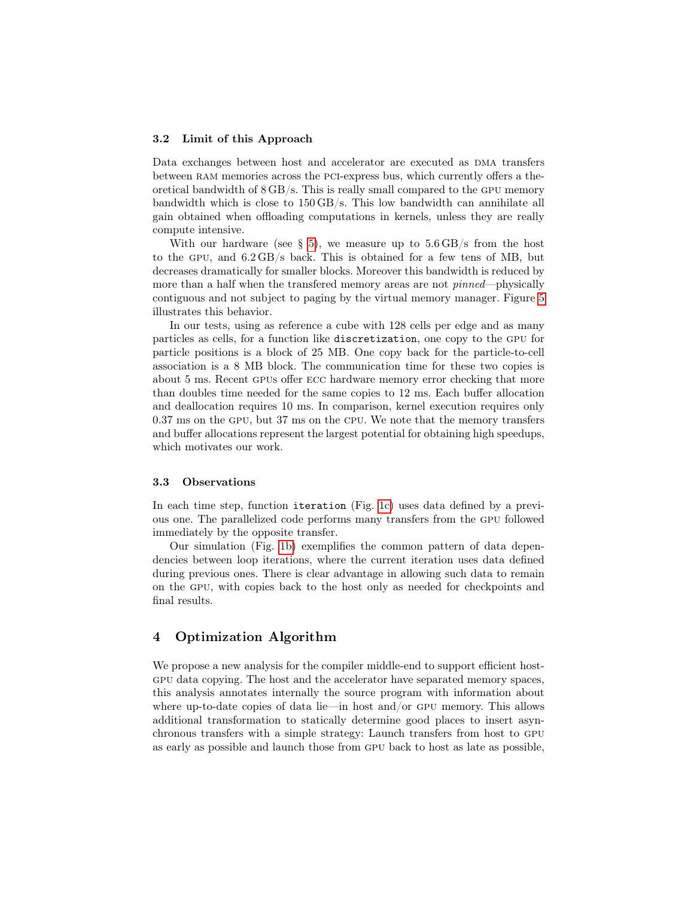### 3.2 Limit of this Approach

Data exchanges between host and accelerator are executed as DMA transfers between RAM memories across the PCI-express bus, which currently offers a theoretical bandwidth of 8 GB/s. This is really small compared to the GPU memory bandwidth which is close to 150 GB/s. This low bandwidth can annihilate all gain obtained when offloading computations in kernels, unless they are really compute intensive.

With our hardware (see § 5), we measure up to 5.6 GB/s from the host to the GPU, and 6.2 GB/s back. This is obtained for a few tens of MB, but decreases dramatically for smaller blocks. Moreover this bandwidth is reduced by more than a half when the transfered memory areas are not *pinned*—physically contiguous and not subject to paging by the virtual memory manager. Figure 5 illustrates this behavior.

In our tests, using as reference a cube with 128 cells per edge and as many particles as cells, for a function like `discretization`, one copy to the GPU for particle positions is a block of 25 MB. One copy back for the particle-to-cell association is a 8 MB block. The communication time for these two copies is about 5 ms. Recent GPUs offer ECC hardware memory error checking that more than doubles time needed for the same copies to 12 ms. Each buffer allocation and deallocation requires 10 ms. In comparison, kernel execution requires only 0.37 ms on the GPU, but 37 ms on the CPU. We note that the memory transfers and buffer allocations represent the largest potential for obtaining high speedups, which motivates our work.

### 3.3 Observations

In each time step, function `iteration` (Fig. 1c) uses data defined by a previous one. The parallelized code performs many transfers from the GPU followed immediately by the opposite transfer.

Our simulation (Fig. 1b) exemplifies the common pattern of data dependencies between loop iterations, where the current iteration uses data defined during previous ones. There is clear advantage in allowing such data to remain on the GPU, with copies back to the host only as needed for checkpoints and final results.

## 4 Optimization Algorithm

We propose a new analysis for the compiler middle-end to support efficient host-GPU data copying. The host and the accelerator have separated memory spaces, this analysis annotates internally the source program with information about where up-to-date copies of data lie—in host and/or GPU memory. This allows additional transformation to statically determine good places to insert asynchronous transfers with a simple strategy: Launch transfers from host to GPU as early as possible and launch those from GPU back to host as late as possible,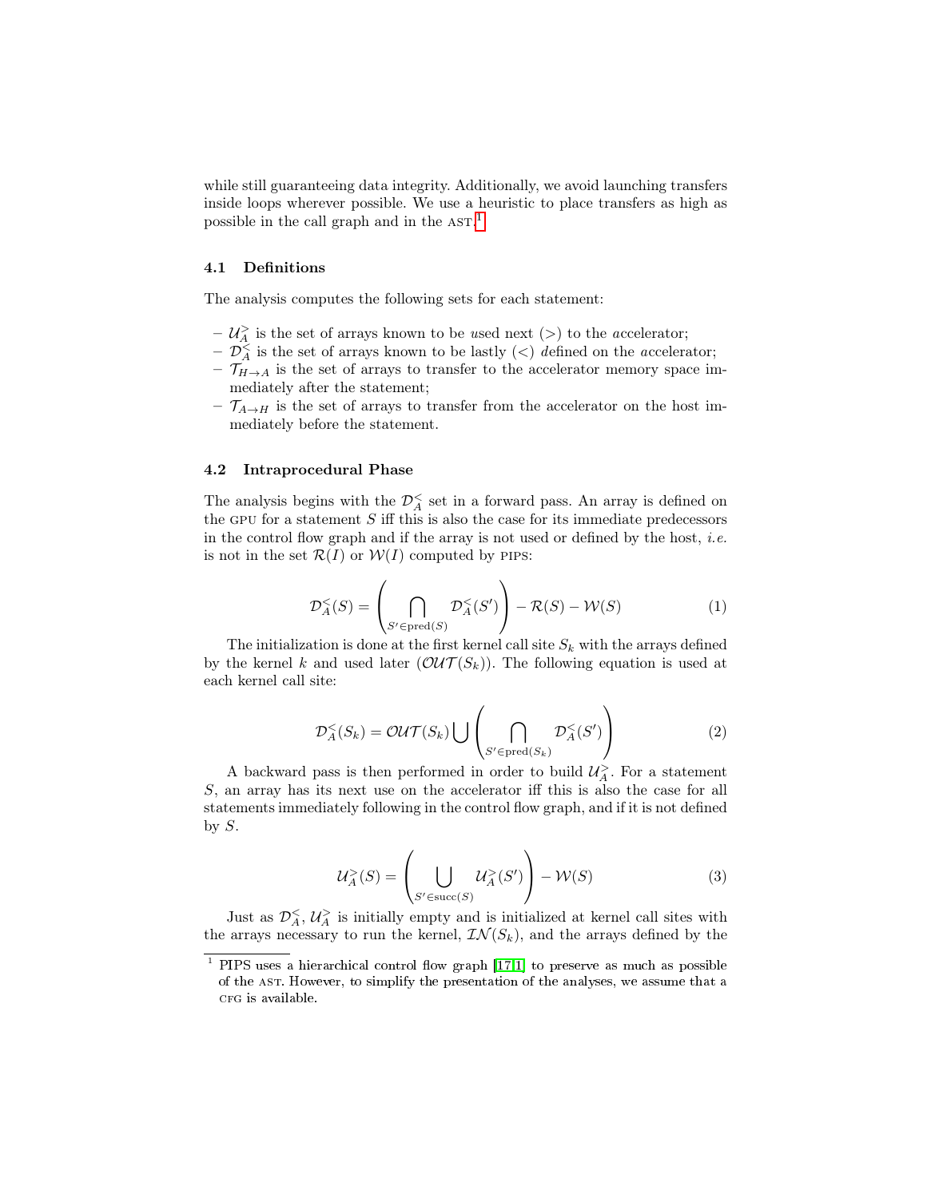while still guaranteeing data integrity. Additionally, we avoid launching transfers inside loops wherever possible. We use a heuristic to place transfers as high as possible in the call graph and in the AST.[1]

### 4.1 Definitions

The analysis computes the following sets for each statement:

- $\mathcal{U}_A^>$ is the set of arrays known to be *u*sed next ($>$) to the *a*ccelerator;
- $\mathcal{D}_A^<$ is the set of arrays known to be lastly ($<$) *d*efined on the *a*ccelerator;
- $\mathcal{T}_{H\to A}$ is the set of arrays to transfer to the accelerator memory space immediately after the statement;
- $\mathcal{T}_{A\to H}$ is the set of arrays to transfer from the accelerator on the host immediately before the statement.

### 4.2 Intraprocedural Phase

The analysis begins with the $\mathcal{D}_A^<$ set in a forward pass. An array is defined on the GPU for a statement $S$ iff this is also the case for its immediate predecessors in the control flow graph and if the array is not used or defined by the host, *i.e.* is not in the set $\mathcal{R}(I)$ or $\mathcal{W}(I)$ computed by PIPS:

$$\mathcal{D}_A^<(S) = \left( \bigcap_{S' \in \mathrm{pred}(S)} \mathcal{D}_A^<(S') \right) - \mathcal{R}(S) - \mathcal{W}(S) \tag{1}$$

The initialization is done at the first kernel call site $S_k$ with the arrays defined by the kernel $k$ and used later ($\mathcal{OUT}(S_k)$). The following equation is used at each kernel call site:

$$\mathcal{D}_A^<(S_k) = \mathcal{OUT}(S_k) \bigcup \left( \bigcap_{S' \in \mathrm{pred}(S_k)} \mathcal{D}_A^<(S') \right) \tag{2}$$

A backward pass is then performed in order to build $\mathcal{U}_A^>$. For a statement $S$, an array has its next use on the accelerator iff this is also the case for all statements immediately following in the control flow graph, and if it is not defined by $S$.

$$\mathcal{U}_A^>(S) = \left( \bigcup_{S' \in \mathrm{succ}(S)} \mathcal{U}_A^>(S') \right) - \mathcal{W}(S) \tag{3}$$

Just as $\mathcal{D}_A^<$, $\mathcal{U}_A^>$ is initially empty and is initialized at kernel call sites with the arrays necessary to run the kernel, $\mathcal{IN}(S_k)$, and the arrays defined by the

[1] PIPS uses a hierarchical control flow graph [17,1] to preserve as much as possible of the AST. However, to simplify the presentation of the analyses, we assume that a CFG is available.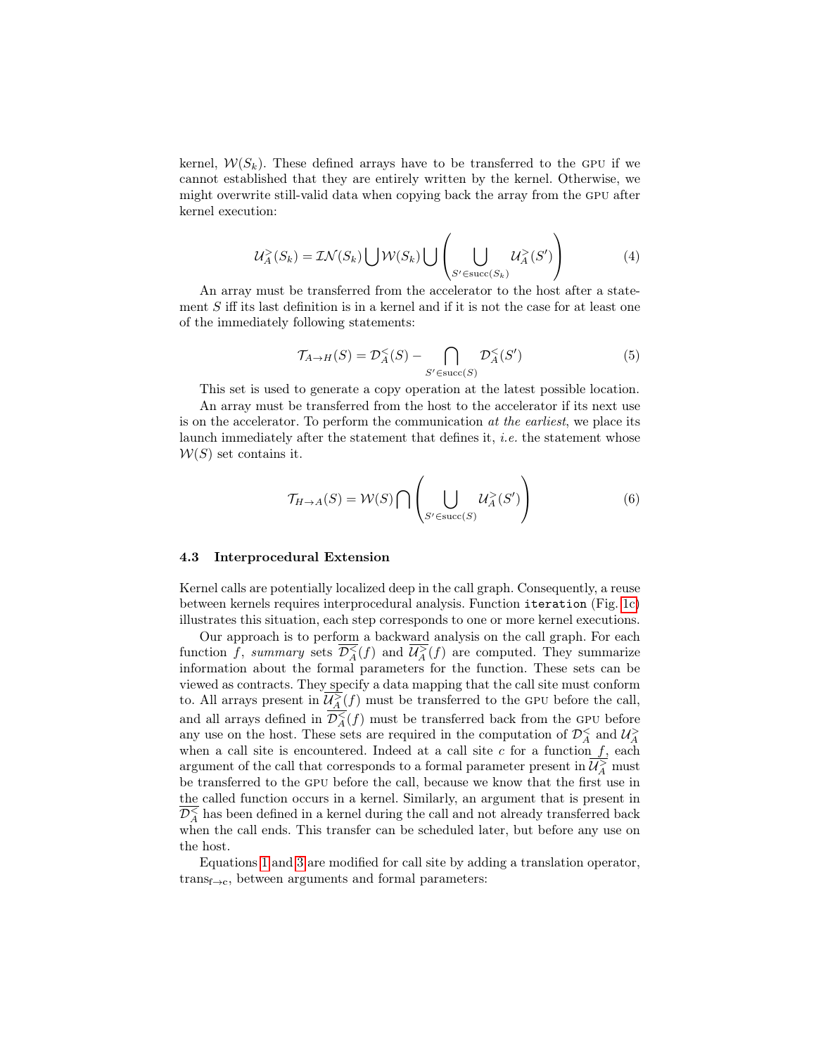kernel, $\mathcal{W}(S_k)$. These defined arrays have to be transferred to the GPU if we cannot established that they are entirely written by the kernel. Otherwise, we might overwrite still-valid data when copying back the array from the GPU after kernel execution:

$$\mathcal{U}_A^{>}(S_k) = \mathcal{IN}(S_k) \bigcup \mathcal{W}(S_k) \bigcup \left( \bigcup_{S' \in \mathrm{succ}(S_k)} \mathcal{U}_A^{>}(S') \right) \tag{4}$$

An array must be transferred from the accelerator to the host after a statement $S$ iff its last definition is in a kernel and if it is not the case for at least one of the immediately following statements:

$$\mathcal{T}_{A \to H}(S) = \mathcal{D}_A^{<}(S) - \bigcap_{S' \in \mathrm{succ}(S)} \mathcal{D}_A^{<}(S') \tag{5}$$

This set is used to generate a copy operation at the latest possible location.

An array must be transferred from the host to the accelerator if its next use is on the accelerator. To perform the communication *at the earliest*, we place its launch immediately after the statement that defines it, *i.e.* the statement whose $\mathcal{W}(S)$ set contains it.

$$\mathcal{T}_{H \to A}(S) = \mathcal{W}(S) \bigcap \left( \bigcup_{S' \in \mathrm{succ}(S)} \mathcal{U}_A^{>}(S') \right) \tag{6}$$

### 4.3 Interprocedural Extension

Kernel calls are potentially localized deep in the call graph. Consequently, a reuse between kernels requires interprocedural analysis. Function `iteration` (Fig. 1c) illustrates this situation, each step corresponds to one or more kernel executions.

Our approach is to perform a backward analysis on the call graph. For each function $f$, *summary* sets $\overline{\mathcal{D}_A^{<}}(f)$ and $\overline{\mathcal{U}_A^{>}}(f)$ are computed. They summarize information about the formal parameters for the function. These sets can be viewed as contracts. They specify a data mapping that the call site must conform to. All arrays present in $\overline{\mathcal{U}_A^{>}}(f)$ must be transferred to the GPU before the call, and all arrays defined in $\overline{\mathcal{D}_A^{<}}(f)$ must be transferred back from the GPU before any use on the host. These sets are required in the computation of $\mathcal{D}_A^{<}$ and $\mathcal{U}_A^{>}$ when a call site is encountered. Indeed at a call site $c$ for a function $f$, each argument of the call that corresponds to a formal parameter present in $\overline{\mathcal{U}_A^{>}}$ must be transferred to the GPU before the call, because we know that the first use in the called function occurs in a kernel. Similarly, an argument that is present in $\overline{\mathcal{D}_A^{<}}$ has been defined in a kernel during the call and not already transferred back when the call ends. This transfer can be scheduled later, but before any use on the host.

Equations 1 and 3 are modified for call site by adding a translation operator, $\mathrm{trans}_{f \to c}$, between arguments and formal parameters: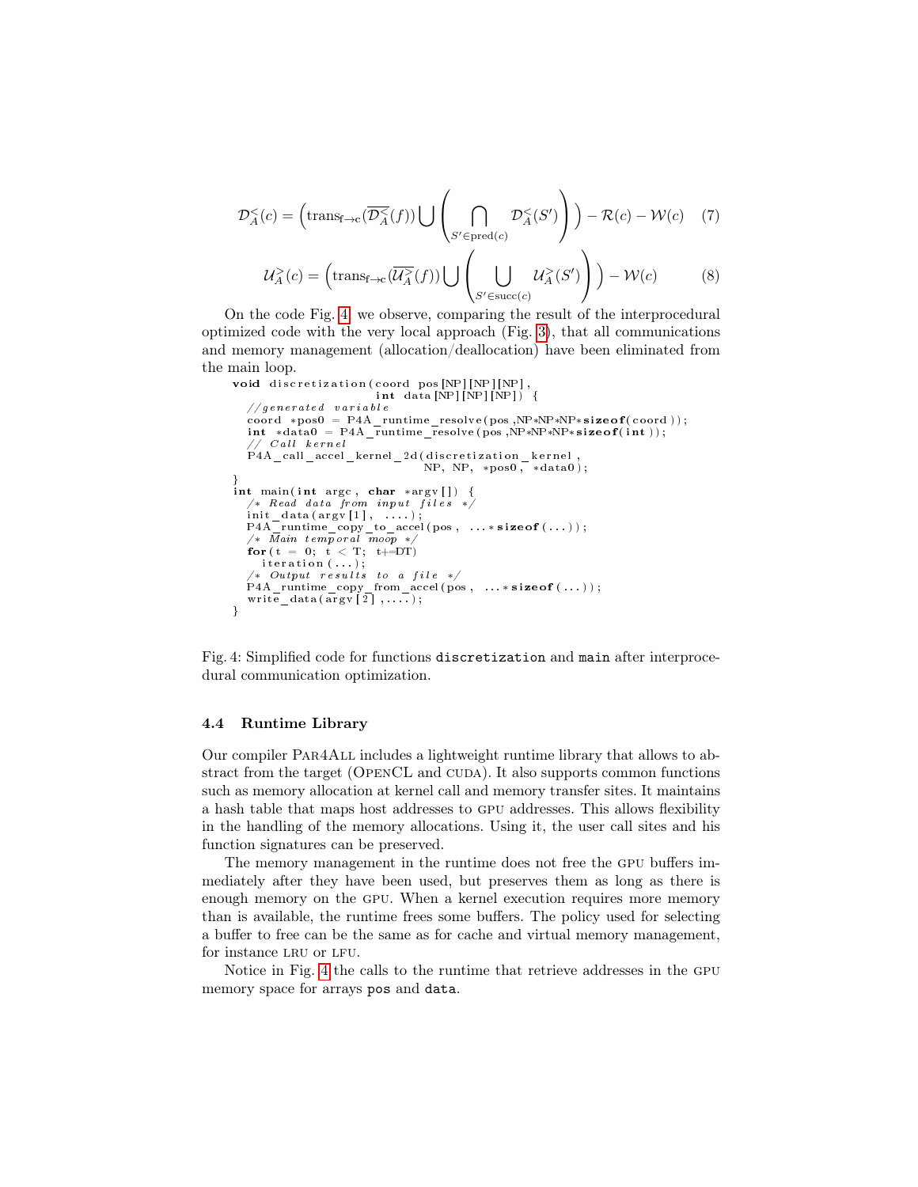$$\mathcal{D}_A^{<}(c) = \left( \text{trans}_{\text{f} \to \text{c}}(\overline{\mathcal{D}_A^{<}}(f)) \bigcup \left( \bigcap_{S' \in \text{pred}(c)} \mathcal{D}_A^{<}(S') \right) \right) - \mathcal{R}(c) - \mathcal{W}(c) \quad (7)$$

$$\mathcal{U}_A^{>}(c) = \left( \text{trans}_{\text{f} \to \text{c}}(\overline{\mathcal{U}_A^{>}}(f)) \bigcup \left( \bigcup_{S' \in \text{succ}(c)} \mathcal{U}_A^{>}(S') \right) \right) - \mathcal{W}(c) \quad (8)$$

On the code Fig. 4, we observe, comparing the result of the interprocedural optimized code with the very local approach (Fig. 3), that all communications and memory management (allocation/deallocation) have been eliminated from the main loop.

```
void discretization(coord pos[NP][NP][NP],
                    int data[NP][NP][NP]) {
  //generated variable
  coord *pos0 = P4A_runtime_resolve(pos,NP*NP*NP*sizeof(coord));
  int *data0 = P4A_runtime_resolve(pos,NP*NP*NP*sizeof(int));
  // Call kernel
  P4A_call_accel_kernel_2d(discretization_kernel,
                           NP, NP, *pos0, *data0);
}
int main(int argc, char *argv[]) {
  /* Read data from input files */
  init_data(argv[1], ....);
  P4A_runtime_copy_to_accel(pos, ...*sizeof(...));
  /* Main temporal moop */
  for(t = 0; t < T; t+=DT)
    iteration(...);
  /* Output results to a file */
  P4A_runtime_copy_from_accel(pos, ...*sizeof(...));
  write_data(argv[2],....);
}
```

Fig. 4: Simplified code for functions `discretization` and `main` after interprocedural communication optimization.

### 4.4 Runtime Library

Our compiler Par4All includes a lightweight runtime library that allows to abstract from the target (OpenCL and cuda). It also supports common functions such as memory allocation at kernel call and memory transfer sites. It maintains a hash table that maps host addresses to gpu addresses. This allows flexibility in the handling of the memory allocations. Using it, the user call sites and his function signatures can be preserved.

The memory management in the runtime does not free the gpu buffers immediately after they have been used, but preserves them as long as there is enough memory on the gpu. When a kernel execution requires more memory than is available, the runtime frees some buffers. The policy used for selecting a buffer to free can be the same as for cache and virtual memory management, for instance lru or lfu.

Notice in Fig. 4 the calls to the runtime that retrieve addresses in the gpu memory space for arrays `pos` and `data`.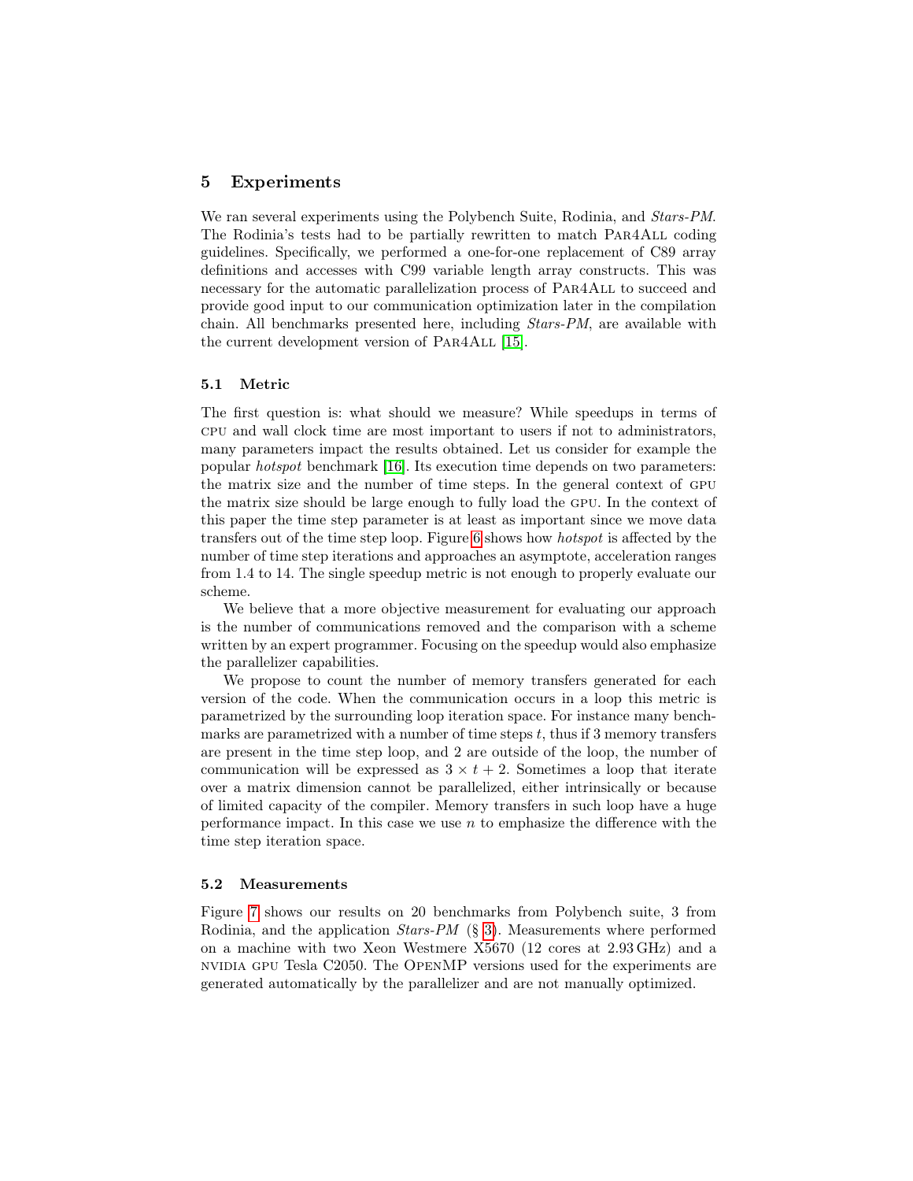## 5 Experiments

We ran several experiments using the Polybench Suite, Rodinia, and *Stars-PM*. The Rodinia's tests had to be partially rewritten to match Par4All coding guidelines. Specifically, we performed a one-for-one replacement of C89 array definitions and accesses with C99 variable length array constructs. This was necessary for the automatic parallelization process of Par4All to succeed and provide good input to our communication optimization later in the compilation chain. All benchmarks presented here, including *Stars-PM*, are available with the current development version of Par4All [15].

### 5.1 Metric

The first question is: what should we measure? While speedups in terms of CPU and wall clock time are most important to users if not to administrators, many parameters impact the results obtained. Let us consider for example the popular *hotspot* benchmark [16]. Its execution time depends on two parameters: the matrix size and the number of time steps. In the general context of GPU the matrix size should be large enough to fully load the GPU. In the context of this paper the time step parameter is at least as important since we move data transfers out of the time step loop. Figure 6 shows how *hotspot* is affected by the number of time step iterations and approaches an asymptote, acceleration ranges from 1.4 to 14. The single speedup metric is not enough to properly evaluate our scheme.

We believe that a more objective measurement for evaluating our approach is the number of communications removed and the comparison with a scheme written by an expert programmer. Focusing on the speedup would also emphasize the parallelizer capabilities.

We propose to count the number of memory transfers generated for each version of the code. When the communication occurs in a loop this metric is parametrized by the surrounding loop iteration space. For instance many benchmarks are parametrized with a number of time steps $t$, thus if 3 memory transfers are present in the time step loop, and 2 are outside of the loop, the number of communication will be expressed as $3 \times t + 2$. Sometimes a loop that iterate over a matrix dimension cannot be parallelized, either intrinsically or because of limited capacity of the compiler. Memory transfers in such loop have a huge performance impact. In this case we use $n$ to emphasize the difference with the time step iteration space.

### 5.2 Measurements

Figure 7 shows our results on 20 benchmarks from Polybench suite, 3 from Rodinia, and the application *Stars-PM* (§ 3). Measurements where performed on a machine with two Xeon Westmere X5670 (12 cores at 2.93 GHz) and a NVIDIA GPU Tesla C2050. The OpenMP versions used for the experiments are generated automatically by the parallelizer and are not manually optimized.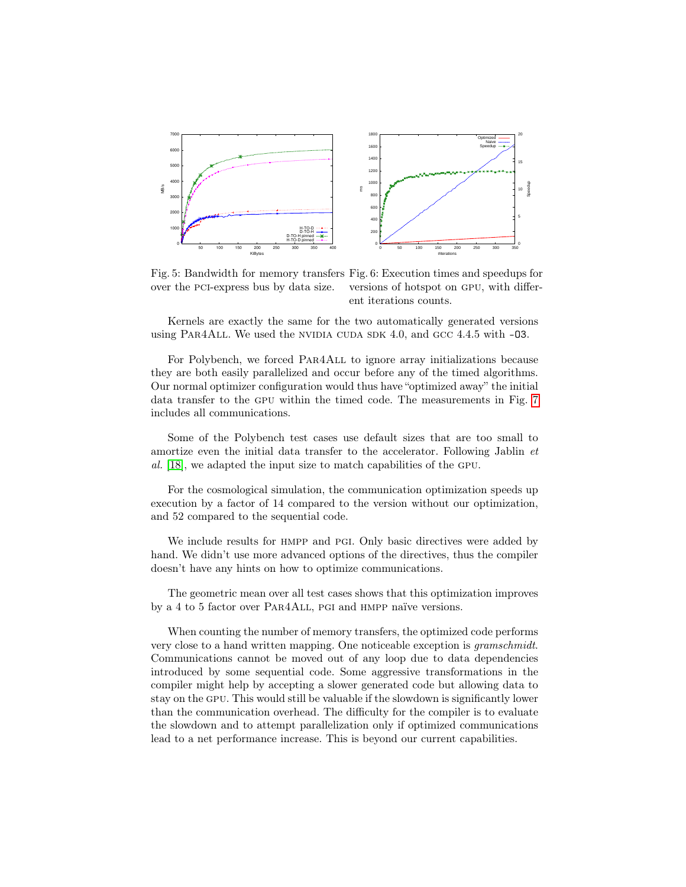Fig. 5: Bandwidth for memory transfers over the PCI-express bus by data size.

Fig. 6: Execution times and speedups for versions of hotspot on GPU, with different iterations counts.

Kernels are exactly the same for the two automatically generated versions using Par4All. We used the NVIDIA CUDA SDK 4.0, and GCC 4.4.5 with `-O3`.

For Polybench, we forced Par4All to ignore array initializations because they are both easily parallelized and occur before any of the timed algorithms. Our normal optimizer configuration would thus have "optimized away" the initial data transfer to the GPU within the timed code. The measurements in Fig. 7 includes all communications.

Some of the Polybench test cases use default sizes that are too small to amortize even the initial data transfer to the accelerator. Following Jablin *et al.* [18], we adapted the input size to match capabilities of the GPU.

For the cosmological simulation, the communication optimization speeds up execution by a factor of 14 compared to the version without our optimization, and 52 compared to the sequential code.

We include results for HMPP and PGI. Only basic directives were added by hand. We didn't use more advanced options of the directives, thus the compiler doesn't have any hints on how to optimize communications.

The geometric mean over all test cases shows that this optimization improves by a 4 to 5 factor over Par4All, PGI and HMPP naïve versions.

When counting the number of memory transfers, the optimized code performs very close to a hand written mapping. One noticeable exception is *gramschmidt*. Communications cannot be moved out of any loop due to data dependencies introduced by some sequential code. Some aggressive transformations in the compiler might help by accepting a slower generated code but allowing data to stay on the GPU. This would still be valuable if the slowdown is significantly lower than the communication overhead. The difficulty for the compiler is to evaluate the slowdown and to attempt parallelization only if optimized communications lead to a net performance increase. This is beyond our current capabilities.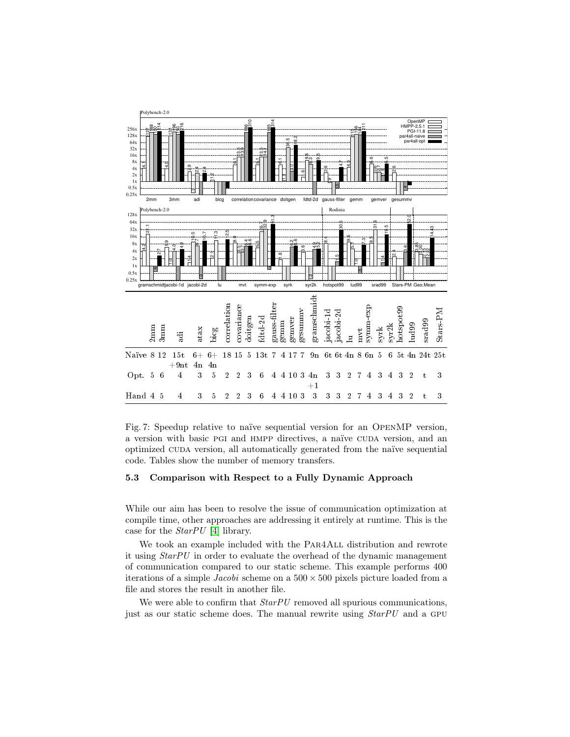| | 2mm | 3mm | adi | atax | bicg | correlation | covariance | doitgen | fdtd-2d | gauss-filter | gemm | gemver | gesummv | gramschmidt | jacobi-1d | jacobi-2d | lu | mvt | symm-exp | syrk | syr2k | hotspot99 | lud99 | srad99 | Stars-PM |
|---|---|---|---|---|---|---|---|---|---|---|---|---|---|---|---|---|---|---|---|---|---|---|---|---|---|
| Naïve | 8 | 12 | 15t +9nt | 6+ 4n | 6+ 4n | 18 | 15 | 5 | 13t | 7 | 4 | 17 | 7 | 9n | 6t | 6t | 4n | 8 | 6n | 5 | 6 | 5t | 4n | 24t | 25t |
| Opt. | 5 | 6 | 4 | 3 | 5 | 2 | 2 | 3 | 6 | 4 | 4 | 10 | 3 | 4n +1 | 3 | 3 | 2 | 7 | 4 | 3 | 4 | 3 | 2 | t | 3 |
| Hand | 4 | 5 | 4 | 3 | 5 | 2 | 2 | 3 | 6 | 4 | 4 | 10 | 3 | 3 | 3 | 3 | 2 | 7 | 4 | 3 | 4 | 3 | 2 | t | 3 |

Fig. 7: Speedup relative to naïve sequential version for an OpenMP version, a version with basic PGI and HMPP directives, a naïve CUDA version, and an optimized CUDA version, all automatically generated from the naïve sequential code. Tables show the number of memory transfers.

### 5.3 Comparison with Respect to a Fully Dynamic Approach

While our aim has been to resolve the issue of communication optimization at compile time, other approaches are addressing it entirely at runtime. This is the case for the *StarPU* [4] library.

We took an example included with the Par4All distribution and rewrote it using *StarPU* in order to evaluate the overhead of the dynamic management of communication compared to our static scheme. This example performs 400 iterations of a simple *Jacobi* scheme on a $500 \times 500$ pixels picture loaded from a file and stores the result in another file.

We were able to confirm that *StarPU* removed all spurious communications, just as our static scheme does. The manual rewrite using *StarPU* and a GPU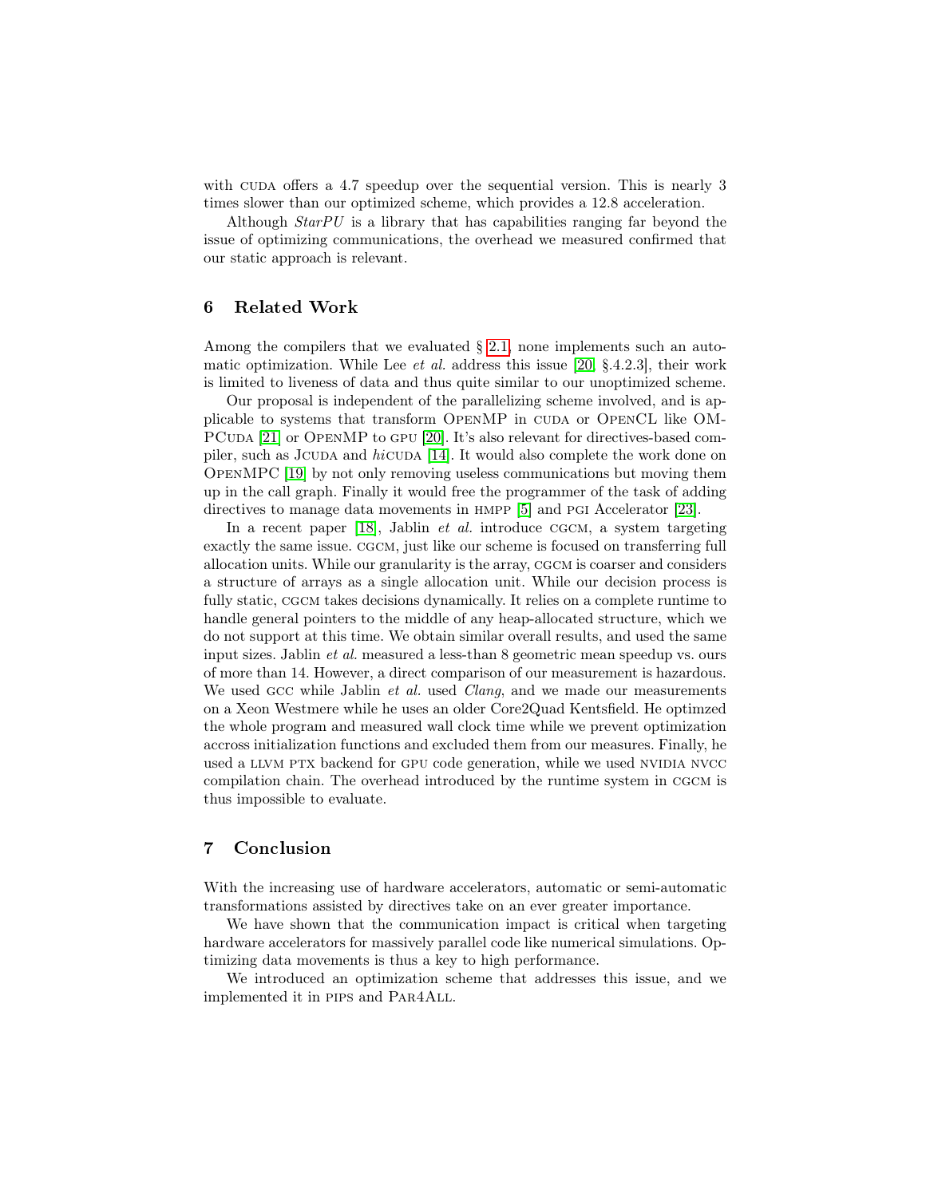with CUDA offers a 4.7 speedup over the sequential version. This is nearly 3 times slower than our optimized scheme, which provides a 12.8 acceleration.

Although *StarPU* is a library that has capabilities ranging far beyond the issue of optimizing communications, the overhead we measured confirmed that our static approach is relevant.

## 6 Related Work

Among the compilers that we evaluated § 2.1, none implements such an automatic optimization. While Lee *et al.* address this issue [20, §.4.2.3], their work is limited to liveness of data and thus quite similar to our unoptimized scheme.

Our proposal is independent of the parallelizing scheme involved, and is applicable to systems that transform OpenMP in CUDA or OpenCL like OMPCuda [21] or OpenMP to GPU [20]. It's also relevant for directives-based compiler, such as JCUDA and *hi*CUDA [14]. It would also complete the work done on OpenMPC [19] by not only removing useless communications but moving them up in the call graph. Finally it would free the programmer of the task of adding directives to manage data movements in HMPP [5] and PGI Accelerator [23].

In a recent paper [18], Jablin *et al.* introduce CGCM, a system targeting exactly the same issue. CGCM, just like our scheme is focused on transferring full allocation units. While our granularity is the array, CGCM is coarser and considers a structure of arrays as a single allocation unit. While our decision process is fully static, CGCM takes decisions dynamically. It relies on a complete runtime to handle general pointers to the middle of any heap-allocated structure, which we do not support at this time. We obtain similar overall results, and used the same input sizes. Jablin *et al.* measured a less-than 8 geometric mean speedup vs. ours of more than 14. However, a direct comparison of our measurement is hazardous. We used GCC while Jablin *et al.* used *Clang*, and we made our measurements on a Xeon Westmere while he uses an older Core2Quad Kentsfield. He optimzed the whole program and measured wall clock time while we prevent optimization accross initialization functions and excluded them from our measures. Finally, he used a LLVM PTX backend for GPU code generation, while we used NVIDIA NVCC compilation chain. The overhead introduced by the runtime system in CGCM is thus impossible to evaluate.

## 7 Conclusion

With the increasing use of hardware accelerators, automatic or semi-automatic transformations assisted by directives take on an ever greater importance.

We have shown that the communication impact is critical when targeting hardware accelerators for massively parallel code like numerical simulations. Optimizing data movements is thus a key to high performance.

We introduced an optimization scheme that addresses this issue, and we implemented it in PIPS and Par4All.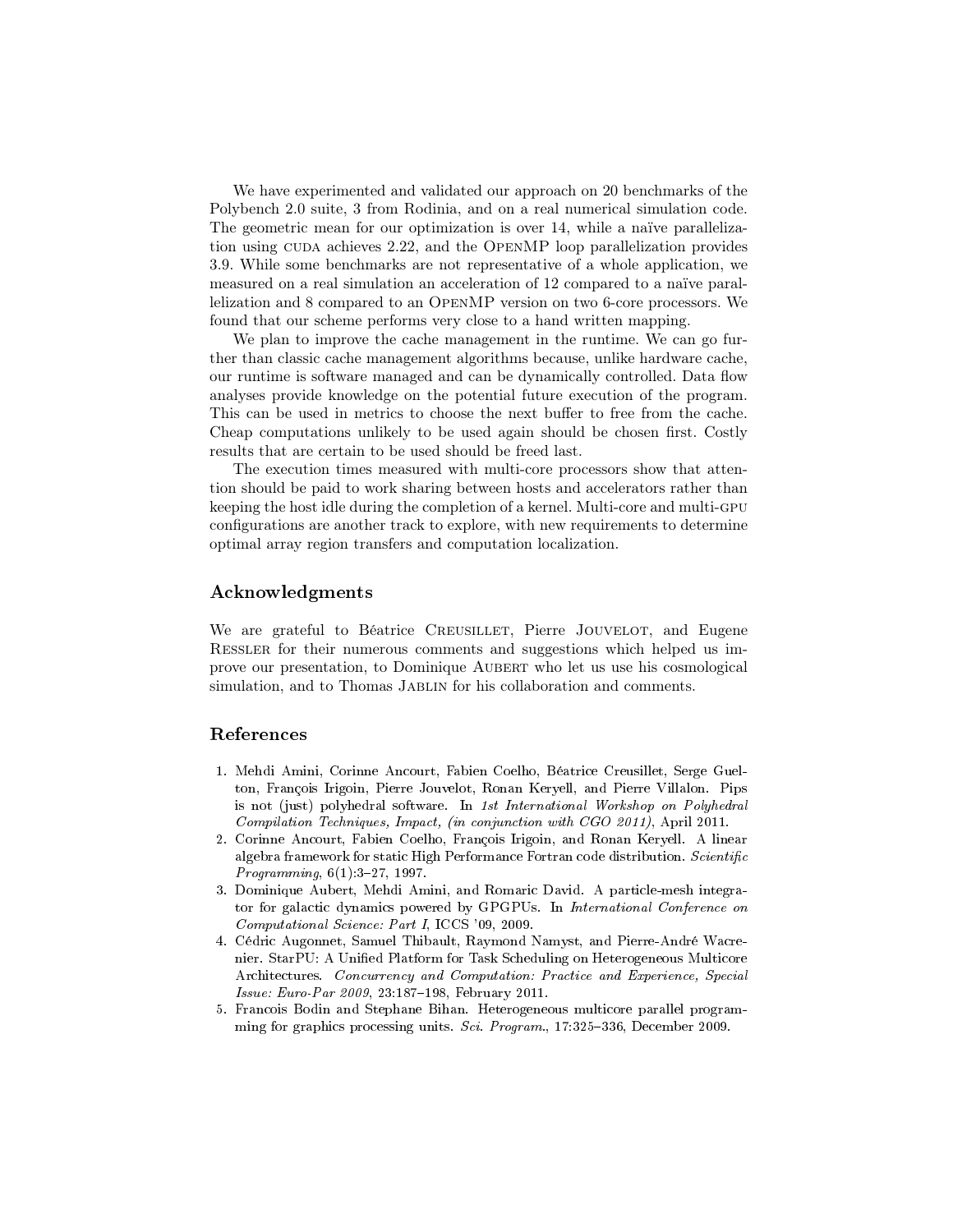We have experimented and validated our approach on 20 benchmarks of the Polybench 2.0 suite, 3 from Rodinia, and on a real numerical simulation code. The geometric mean for our optimization is over 14, while a naïve parallelization using CUDA achieves 2.22, and the OpenMP loop parallelization provides 3.9. While some benchmarks are not representative of a whole application, we measured on a real simulation an acceleration of 12 compared to a naïve parallelization and 8 compared to an OpenMP version on two 6-core processors. We found that our scheme performs very close to a hand written mapping.

We plan to improve the cache management in the runtime. We can go further than classic cache management algorithms because, unlike hardware cache, our runtime is software managed and can be dynamically controlled. Data flow analyses provide knowledge on the potential future execution of the program. This can be used in metrics to choose the next buffer to free from the cache. Cheap computations unlikely to be used again should be chosen first. Costly results that are certain to be used should be freed last.

The execution times measured with multi-core processors show that attention should be paid to work sharing between hosts and accelerators rather than keeping the host idle during the completion of a kernel. Multi-core and multi-GPU configurations are another track to explore, with new requirements to determine optimal array region transfers and computation localization.

## Acknowledgments

We are grateful to Béatrice Creusillet, Pierre Jouvelot, and Eugene Ressler for their numerous comments and suggestions which helped us improve our presentation, to Dominique Aubert who let us use his cosmological simulation, and to Thomas Jablin for his collaboration and comments.

## References

1. Mehdi Amini, Corinne Ancourt, Fabien Coelho, Béatrice Creusillet, Serge Guelton, François Irigoin, Pierre Jouvelot, Ronan Keryell, and Pierre Villalon. Pips is not (just) polyhedral software. In *1st International Workshop on Polyhedral Compilation Techniques, Impact, (in conjunction with CGO 2011)*, April 2011.
2. Corinne Ancourt, Fabien Coelho, François Irigoin, and Ronan Keryell. A linear algebra framework for static High Performance Fortran code distribution. *Scientific Programming*, 6(1):3–27, 1997.
3. Dominique Aubert, Mehdi Amini, and Romaric David. A particle-mesh integrator for galactic dynamics powered by GPGPUs. In *International Conference on Computational Science: Part I*, ICCS '09, 2009.
4. Cédric Augonnet, Samuel Thibault, Raymond Namyst, and Pierre-André Wacrenier. StarPU: A Unified Platform for Task Scheduling on Heterogeneous Multicore Architectures. *Concurrency and Computation: Practice and Experience, Special Issue: Euro-Par 2009*, 23:187–198, February 2011.
5. Francois Bodin and Stephane Bihan. Heterogeneous multicore parallel programming for graphics processing units. *Sci. Program.*, 17:325–336, December 2009.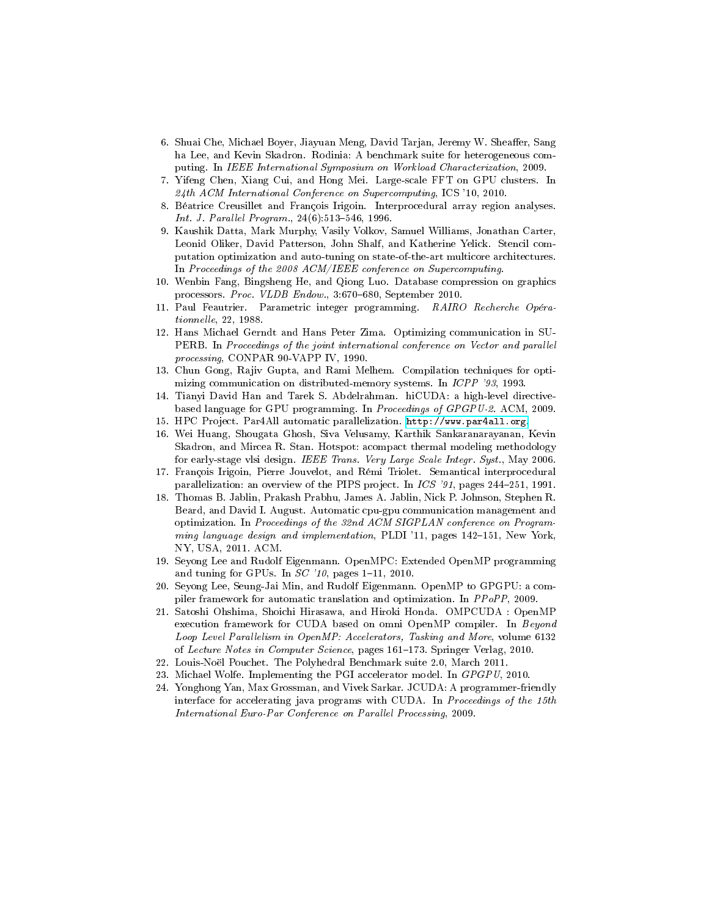6. Shuai Che, Michael Boyer, Jiayuan Meng, David Tarjan, Jeremy W. Sheaffer, Sang ha Lee, and Kevin Skadron. Rodinia: A benchmark suite for heterogeneous computing. In *IEEE International Symposium on Workload Characterization*, 2009.
7. Yifeng Chen, Xiang Cui, and Hong Mei. Large-scale FFT on GPU clusters. In *24th ACM International Conference on Supercomputing*, ICS '10, 2010.
8. Béatrice Creusillet and François Irigoin. Interprocedural array region analyses. *Int. J. Parallel Program.*, 24(6):513–546, 1996.
9. Kaushik Datta, Mark Murphy, Vasily Volkov, Samuel Williams, Jonathan Carter, Leonid Oliker, David Patterson, John Shalf, and Katherine Yelick. Stencil computation optimization and auto-tuning on state-of-the-art multicore architectures. In *Proceedings of the 2008 ACM/IEEE conference on Supercomputing*.
10. Wenbin Fang, Bingsheng He, and Qiong Luo. Database compression on graphics processors. *Proc. VLDB Endow.*, 3:670–680, September 2010.
11. Paul Feautrier. Parametric integer programming. *RAIRO Recherche Opérationnelle*, 22, 1988.
12. Hans Michael Gerndt and Hans Peter Zima. Optimizing communication in SUPERB. In *Proceedings of the joint international conference on Vector and parallel processing*, CONPAR 90-VAPP IV, 1990.
13. Chun Gong, Rajiv Gupta, and Rami Melhem. Compilation techniques for optimizing communication on distributed-memory systems. In *ICPP '93*, 1993.
14. Tianyi David Han and Tarek S. Abdelrahman. hiCUDA: a high-level directive-based language for GPU programming. In *Proceedings of GPGPU-2*. ACM, 2009.
15. HPC Project. Par4All automatic parallelization. http://www.par4all.org.
16. Wei Huang, Shougata Ghosh, Siva Velusamy, Karthik Sankaranarayanan, Kevin Skadron, and Mircea R. Stan. Hotspot: acompact thermal modeling methodology for early-stage vlsi design. *IEEE Trans. Very Large Scale Integr. Syst.*, May 2006.
17. François Irigoin, Pierre Jouvelot, and Rémi Triolet. Semantical interprocedural parallelization: an overview of the PIPS project. In *ICS '91*, pages 244–251, 1991.
18. Thomas B. Jablin, Prakash Prabhu, James A. Jablin, Nick P. Johnson, Stephen R. Beard, and David I. August. Automatic cpu-gpu communication management and optimization. In *Proceedings of the 32nd ACM SIGPLAN conference on Programming language design and implementation*, PLDI '11, pages 142–151, New York, NY, USA, 2011. ACM.
19. Seyong Lee and Rudolf Eigenmann. OpenMPC: Extended OpenMP programming and tuning for GPUs. In *SC '10*, pages 1–11, 2010.
20. Seyong Lee, Seung-Jai Min, and Rudolf Eigenmann. OpenMP to GPGPU: a compiler framework for automatic translation and optimization. In *PPoPP*, 2009.
21. Satoshi Ohshima, Shoichi Hirasawa, and Hiroki Honda. OMPCUDA : OpenMP execution framework for CUDA based on omni OpenMP compiler. In *Beyond Loop Level Parallelism in OpenMP: Accelerators, Tasking and More*, volume 6132 of *Lecture Notes in Computer Science*, pages 161–173. Springer Verlag, 2010.
22. Louis-Noël Pouchet. The Polyhedral Benchmark suite 2.0, March 2011.
23. Michael Wolfe. Implementing the PGI accelerator model. In *GPGPU*, 2010.
24. Yonghong Yan, Max Grossman, and Vivek Sarkar. JCUDA: A programmer-friendly interface for accelerating java programs with CUDA. In *Proceedings of the 15th International Euro-Par Conference on Parallel Processing*, 2009.